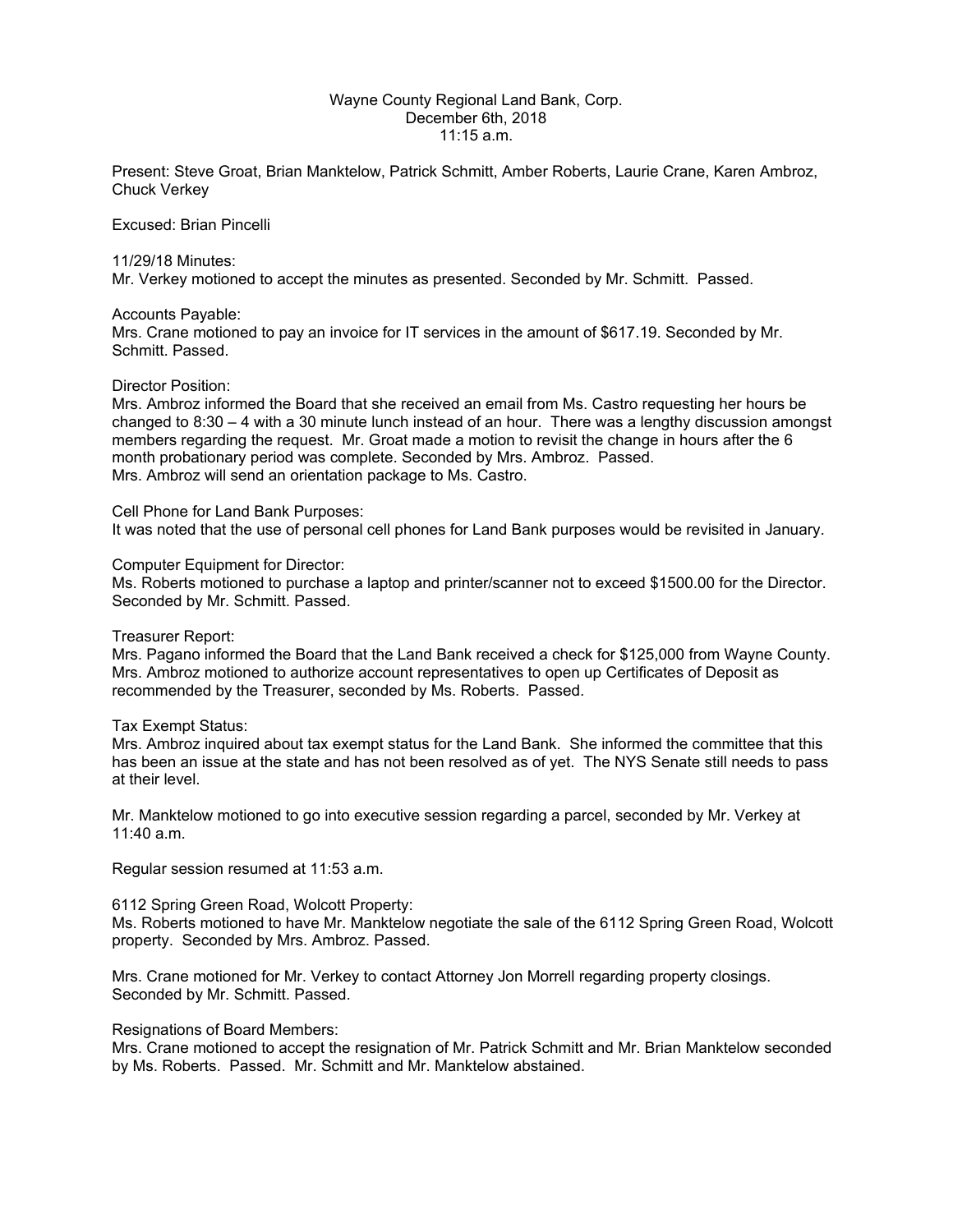Wayne County Regional Land Bank, Corp.
December 6th, 2018
11:15 a.m.

Present: Steve Groat, Brian Manktelow, Patrick Schmitt, Amber Roberts, Laurie Crane, Karen Ambroz, Chuck Verkey

Excused: Brian Pincelli

11/29/18 Minutes:
Mr. Verkey motioned to accept the minutes as presented. Seconded by Mr. Schmitt. Passed.

Accounts Payable:
Mrs. Crane motioned to pay an invoice for IT services in the amount of $617.19. Seconded by Mr. Schmitt. Passed.

Director Position:
Mrs. Ambroz informed the Board that she received an email from Ms. Castro requesting her hours be changed to 8:30 – 4 with a 30 minute lunch instead of an hour. There was a lengthy discussion amongst members regarding the request. Mr. Groat made a motion to revisit the change in hours after the 6 month probationary period was complete. Seconded by Mrs. Ambroz. Passed.
Mrs. Ambroz will send an orientation package to Ms. Castro.

Cell Phone for Land Bank Purposes:
It was noted that the use of personal cell phones for Land Bank purposes would be revisited in January.

Computer Equipment for Director:
Ms. Roberts motioned to purchase a laptop and printer/scanner not to exceed $1500.00 for the Director. Seconded by Mr. Schmitt. Passed.

Treasurer Report:
Mrs. Pagano informed the Board that the Land Bank received a check for $125,000 from Wayne County. Mrs. Ambroz motioned to authorize account representatives to open up Certificates of Deposit as recommended by the Treasurer, seconded by Ms. Roberts. Passed.

Tax Exempt Status:
Mrs. Ambroz inquired about tax exempt status for the Land Bank. She informed the committee that this has been an issue at the state and has not been resolved as of yet. The NYS Senate still needs to pass at their level.

Mr. Manktelow motioned to go into executive session regarding a parcel, seconded by Mr. Verkey at 11:40 a.m.

Regular session resumed at 11:53 a.m.

6112 Spring Green Road, Wolcott Property:
Ms. Roberts motioned to have Mr. Manktelow negotiate the sale of the 6112 Spring Green Road, Wolcott property. Seconded by Mrs. Ambroz. Passed.

Mrs. Crane motioned for Mr. Verkey to contact Attorney Jon Morrell regarding property closings. Seconded by Mr. Schmitt. Passed.

Resignations of Board Members:
Mrs. Crane motioned to accept the resignation of Mr. Patrick Schmitt and Mr. Brian Manktelow seconded by Ms. Roberts. Passed. Mr. Schmitt and Mr. Manktelow abstained.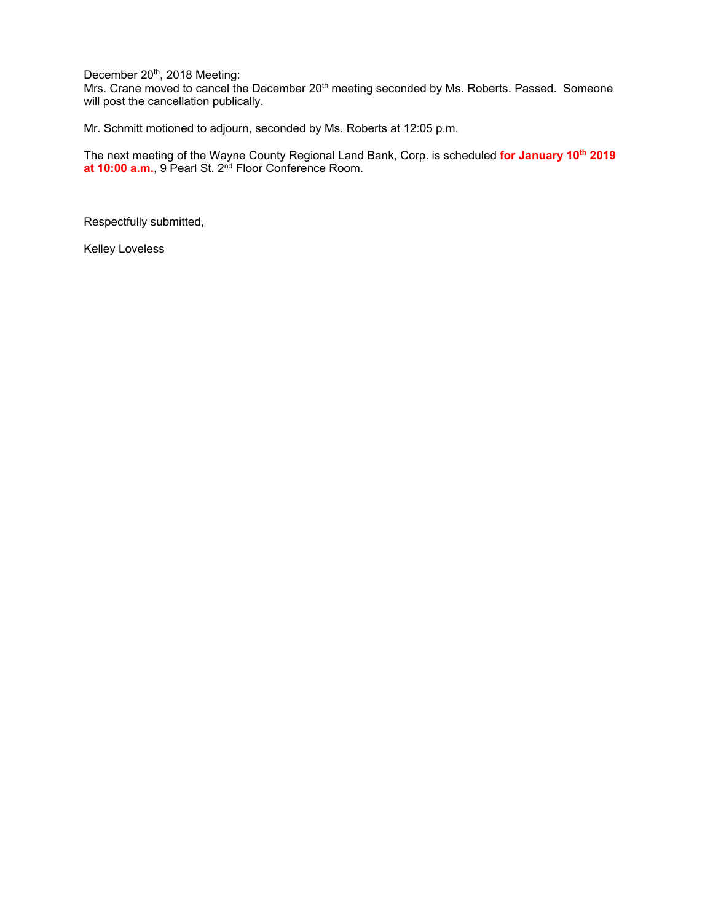December 20th, 2018 Meeting:
Mrs. Crane moved to cancel the December 20th meeting seconded by Ms. Roberts. Passed. Someone will post the cancellation publically.

Mr. Schmitt motioned to adjourn, seconded by Ms. Roberts at 12:05 p.m.

The next meeting of the Wayne County Regional Land Bank, Corp. is scheduled **for January 10th 2019 at 10:00 a.m.**, 9 Pearl St. 2nd Floor Conference Room.

Respectfully submitted,

Kelley Loveless